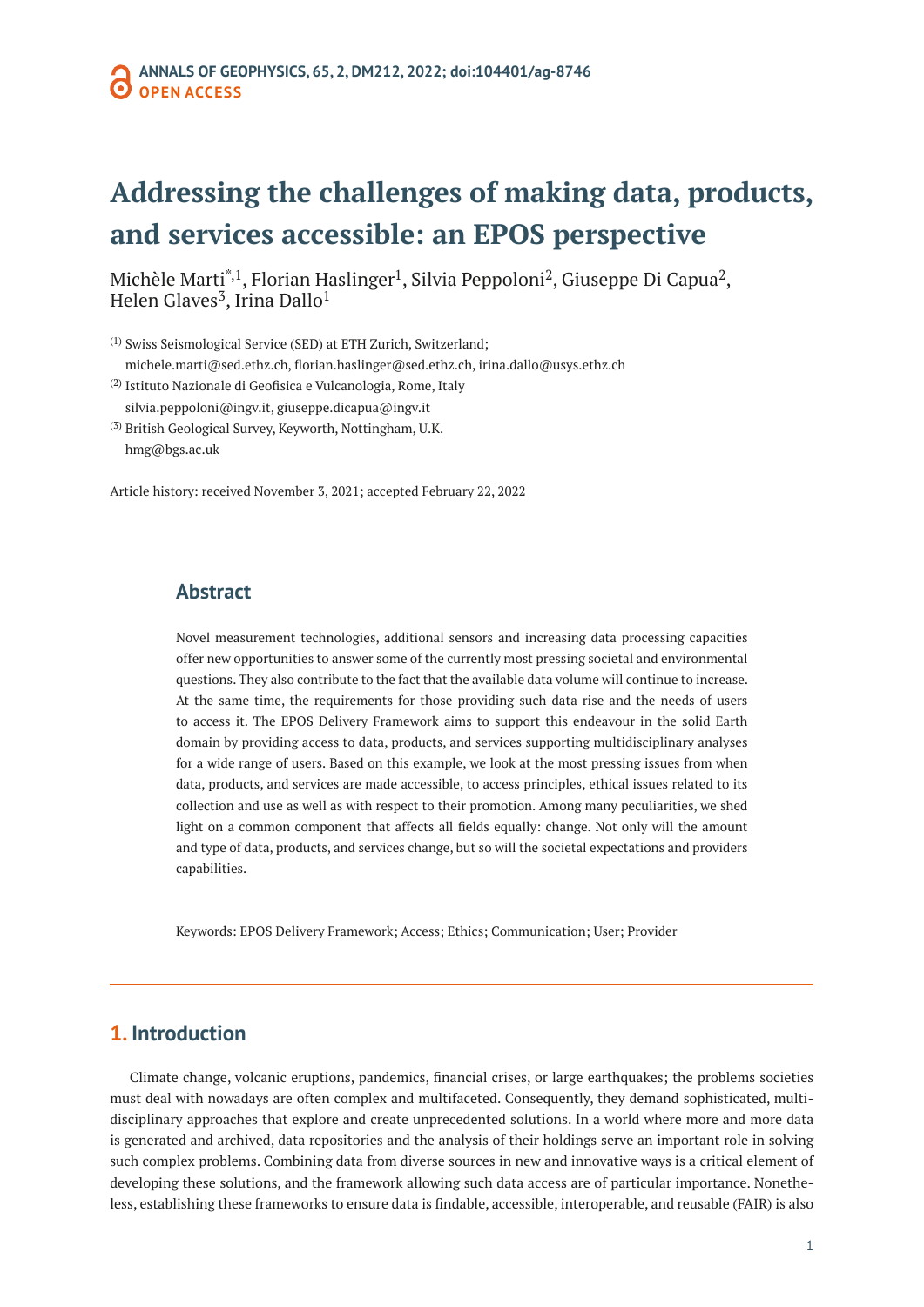# Addressing the challenges of making data, products, and services accessible: an EPOS perspective

Michèle Marti[*,1], Florian Haslinger[1], Silvia Peppoloni[2], Giuseppe Di Capua[2], Helen Glaves[3], Irina Dallo[1]

[(1)] Swiss Seismological Service (SED) at ETH Zurich, Switzerland;
michele.marti@sed.ethz.ch, florian.haslinger@sed.ethz.ch, irina.dallo@usys.ethz.ch

[(2)] Istituto Nazionale di Geofisica e Vulcanologia, Rome, Italy
silvia.peppoloni@ingv.it, giuseppe.dicapua@ingv.it

[(3)] British Geological Survey, Keyworth, Nottingham, U.K.
hmg@bgs.ac.uk

Article history: received November 3, 2021; accepted February 22, 2022

## Abstract

Novel measurement technologies, additional sensors and increasing data processing capacities offer new opportunities to answer some of the currently most pressing societal and environmental questions. They also contribute to the fact that the available data volume will continue to increase. At the same time, the requirements for those providing such data rise and the needs of users to access it. The EPOS Delivery Framework aims to support this endeavour in the solid Earth domain by providing access to data, products, and services supporting multidisciplinary analyses for a wide range of users. Based on this example, we look at the most pressing issues from when data, products, and services are made accessible, to access principles, ethical issues related to its collection and use as well as with respect to their promotion. Among many peculiarities, we shed light on a common component that affects all fields equally: change. Not only will the amount and type of data, products, and services change, but so will the societal expectations and providers capabilities.

Keywords: EPOS Delivery Framework; Access; Ethics; Communication; User; Provider

## 1. Introduction

Climate change, volcanic eruptions, pandemics, financial crises, or large earthquakes; the problems societies must deal with nowadays are often complex and multifaceted. Consequently, they demand sophisticated, multi-disciplinary approaches that explore and create unprecedented solutions. In a world where more and more data is generated and archived, data repositories and the analysis of their holdings serve an important role in solving such complex problems. Combining data from diverse sources in new and innovative ways is a critical element of developing these solutions, and the framework allowing such data access are of particular importance. Nonetheless, establishing these frameworks to ensure data is findable, accessible, interoperable, and reusable (FAIR) is also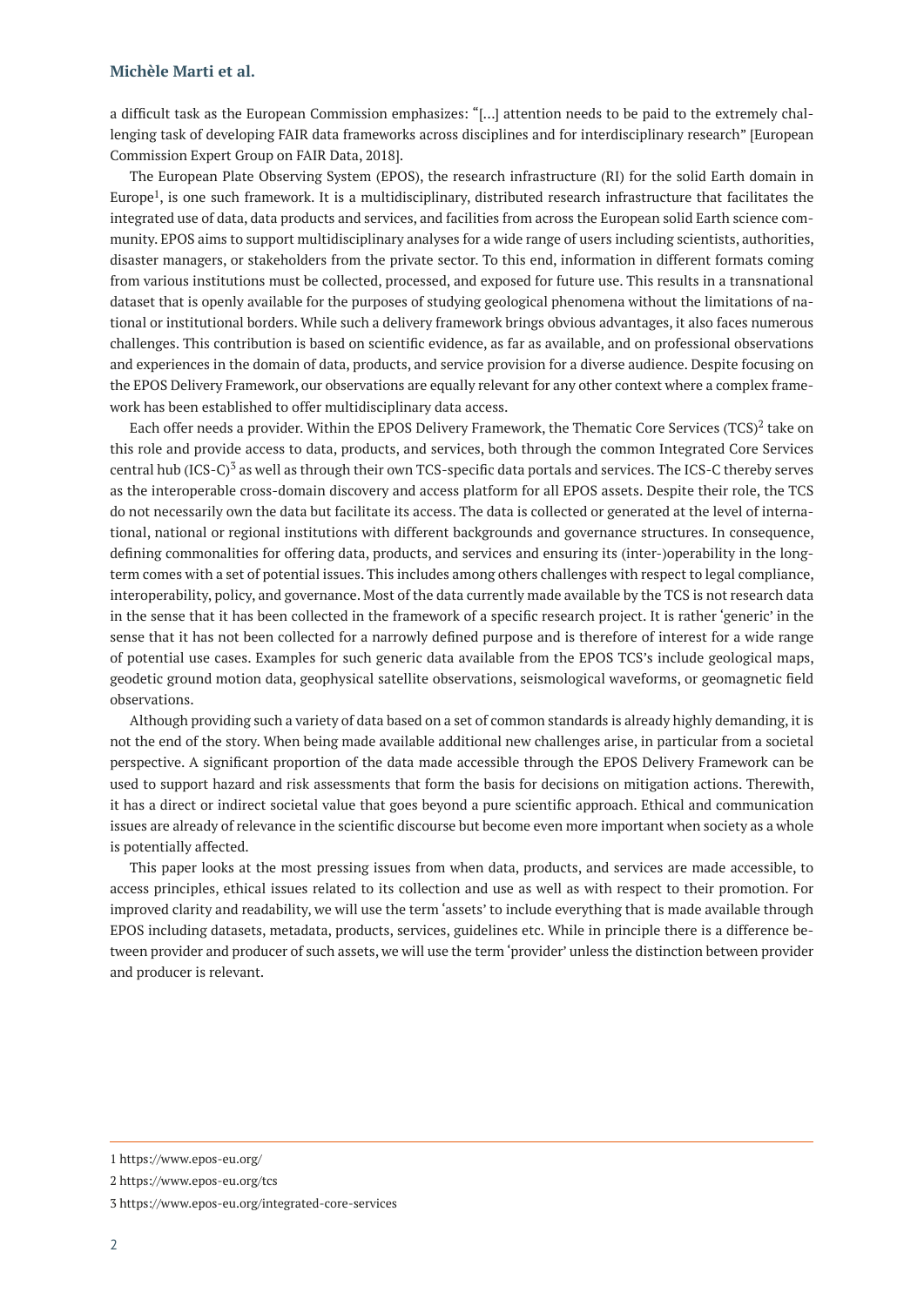a difficult task as the European Commission emphasizes: "[...] attention needs to be paid to the extremely challenging task of developing FAIR data frameworks across disciplines and for interdisciplinary research" [European Commission Expert Group on FAIR Data, 2018].

The European Plate Observing System (EPOS), the research infrastructure (RI) for the solid Earth domain in Europe[1], is one such framework. It is a multidisciplinary, distributed research infrastructure that facilitates the integrated use of data, data products and services, and facilities from across the European solid Earth science community. EPOS aims to support multidisciplinary analyses for a wide range of users including scientists, authorities, disaster managers, or stakeholders from the private sector. To this end, information in different formats coming from various institutions must be collected, processed, and exposed for future use. This results in a transnational dataset that is openly available for the purposes of studying geological phenomena without the limitations of national or institutional borders. While such a delivery framework brings obvious advantages, it also faces numerous challenges. This contribution is based on scientific evidence, as far as available, and on professional observations and experiences in the domain of data, products, and service provision for a diverse audience. Despite focusing on the EPOS Delivery Framework, our observations are equally relevant for any other context where a complex framework has been established to offer multidisciplinary data access.

Each offer needs a provider. Within the EPOS Delivery Framework, the Thematic Core Services (TCS)[2] take on this role and provide access to data, products, and services, both through the common Integrated Core Services central hub (ICS-C)[3] as well as through their own TCS-specific data portals and services. The ICS-C thereby serves as the interoperable cross-domain discovery and access platform for all EPOS assets. Despite their role, the TCS do not necessarily own the data but facilitate its access. The data is collected or generated at the level of international, national or regional institutions with different backgrounds and governance structures. In consequence, defining commonalities for offering data, products, and services and ensuring its (inter-)operability in the long-term comes with a set of potential issues. This includes among others challenges with respect to legal compliance, interoperability, policy, and governance. Most of the data currently made available by the TCS is not research data in the sense that it has been collected in the framework of a specific research project. It is rather 'generic' in the sense that it has not been collected for a narrowly defined purpose and is therefore of interest for a wide range of potential use cases. Examples for such generic data available from the EPOS TCS's include geological maps, geodetic ground motion data, geophysical satellite observations, seismological waveforms, or geomagnetic field observations.

Although providing such a variety of data based on a set of common standards is already highly demanding, it is not the end of the story. When being made available additional new challenges arise, in particular from a societal perspective. A significant proportion of the data made accessible through the EPOS Delivery Framework can be used to support hazard and risk assessments that form the basis for decisions on mitigation actions. Therewith, it has a direct or indirect societal value that goes beyond a pure scientific approach. Ethical and communication issues are already of relevance in the scientific discourse but become even more important when society as a whole is potentially affected.

This paper looks at the most pressing issues from when data, products, and services are made accessible, to access principles, ethical issues related to its collection and use as well as with respect to their promotion. For improved clarity and readability, we will use the term 'assets' to include everything that is made available through EPOS including datasets, metadata, products, services, guidelines etc. While in principle there is a difference between provider and producer of such assets, we will use the term 'provider' unless the distinction between provider and producer is relevant.

---

1 https://www.epos-eu.org/

2 https://www.epos-eu.org/tcs

3 https://www.epos-eu.org/integrated-core-services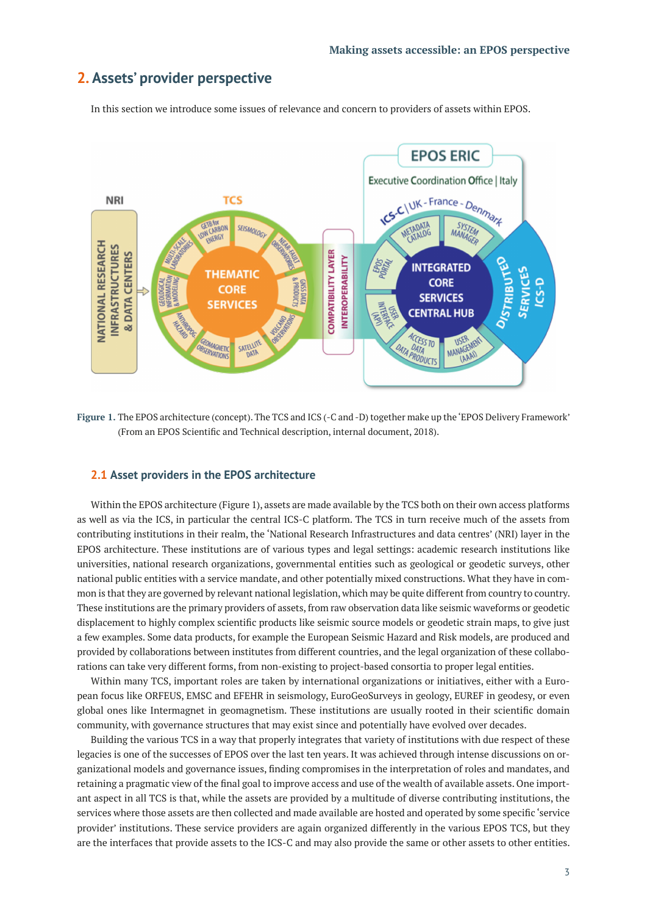## 2. Assets' provider perspective

In this section we introduce some issues of relevance and concern to providers of assets within EPOS.

**Figure 1.** The EPOS architecture (concept). The TCS and ICS (-C and -D) together make up the 'EPOS Delivery Framework' (From an EPOS Scientific and Technical description, internal document, 2018).

### 2.1 Asset providers in the EPOS architecture

Within the EPOS architecture (Figure 1), assets are made available by the TCS both on their own access platforms as well as via the ICS, in particular the central ICS-C platform. The TCS in turn receive much of the assets from contributing institutions in their realm, the 'National Research Infrastructures and data centres' (NRI) layer in the EPOS architecture. These institutions are of various types and legal settings: academic research institutions like universities, national research organizations, governmental entities such as geological or geodetic surveys, other national public entities with a service mandate, and other potentially mixed constructions. What they have in common is that they are governed by relevant national legislation, which may be quite different from country to country. These institutions are the primary providers of assets, from raw observation data like seismic waveforms or geodetic displacement to highly complex scientific products like seismic source models or geodetic strain maps, to give just a few examples. Some data products, for example the European Seismic Hazard and Risk models, are produced and provided by collaborations between institutes from different countries, and the legal organization of these collaborations can take very different forms, from non-existing to project-based consortia to proper legal entities.

Within many TCS, important roles are taken by international organizations or initiatives, either with a European focus like ORFEUS, EMSC and EFEHR in seismology, EuroGeoSurveys in geology, EUREF in geodesy, or even global ones like Intermagnet in geomagnetism. These institutions are usually rooted in their scientific domain community, with governance structures that may exist since and potentially have evolved over decades.

Building the various TCS in a way that properly integrates that variety of institutions with due respect of these legacies is one of the successes of EPOS over the last ten years. It was achieved through intense discussions on organizational models and governance issues, finding compromises in the interpretation of roles and mandates, and retaining a pragmatic view of the final goal to improve access and use of the wealth of available assets. One important aspect in all TCS is that, while the assets are provided by a multitude of diverse contributing institutions, the services where those assets are then collected and made available are hosted and operated by some specific 'service provider' institutions. These service providers are again organized differently in the various EPOS TCS, but they are the interfaces that provide assets to the ICS-C and may also provide the same or other assets to other entities.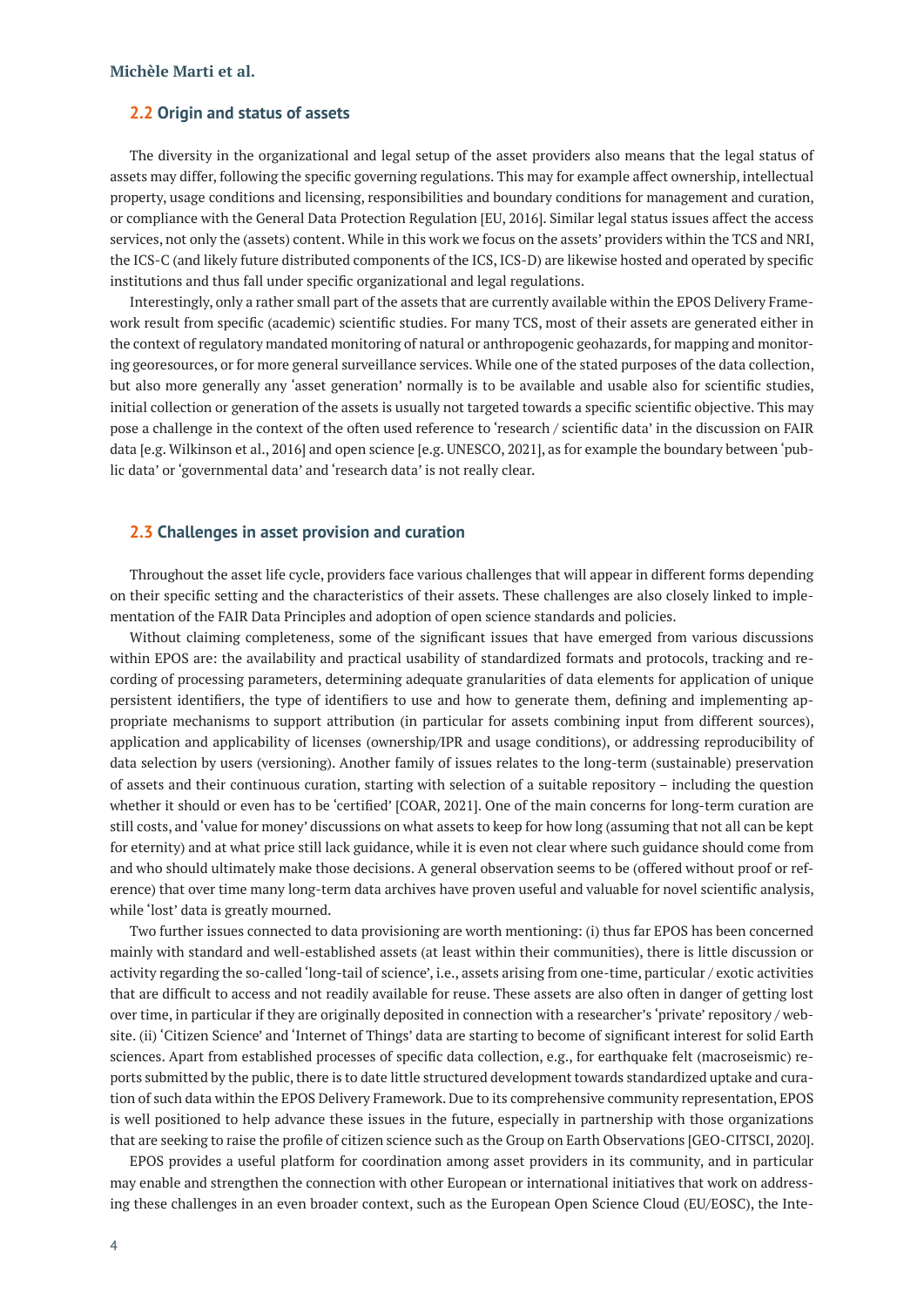## 2.2 Origin and status of assets

The diversity in the organizational and legal setup of the asset providers also means that the legal status of assets may differ, following the specific governing regulations. This may for example affect ownership, intellectual property, usage conditions and licensing, responsibilities and boundary conditions for management and curation, or compliance with the General Data Protection Regulation [EU, 2016]. Similar legal status issues affect the access services, not only the (assets) content. While in this work we focus on the assets' providers within the TCS and NRI, the ICS-C (and likely future distributed components of the ICS, ICS-D) are likewise hosted and operated by specific institutions and thus fall under specific organizational and legal regulations.

Interestingly, only a rather small part of the assets that are currently available within the EPOS Delivery Framework result from specific (academic) scientific studies. For many TCS, most of their assets are generated either in the context of regulatory mandated monitoring of natural or anthropogenic geohazards, for mapping and monitoring georesources, or for more general surveillance services. While one of the stated purposes of the data collection, but also more generally any 'asset generation' normally is to be available and usable also for scientific studies, initial collection or generation of the assets is usually not targeted towards a specific scientific objective. This may pose a challenge in the context of the often used reference to 'research / scientific data' in the discussion on FAIR data [e.g. Wilkinson et al., 2016] and open science [e.g. UNESCO, 2021], as for example the boundary between 'public data' or 'governmental data' and 'research data' is not really clear.

## 2.3 Challenges in asset provision and curation

Throughout the asset life cycle, providers face various challenges that will appear in different forms depending on their specific setting and the characteristics of their assets. These challenges are also closely linked to implementation of the FAIR Data Principles and adoption of open science standards and policies.

Without claiming completeness, some of the significant issues that have emerged from various discussions within EPOS are: the availability and practical usability of standardized formats and protocols, tracking and recording of processing parameters, determining adequate granularities of data elements for application of unique persistent identifiers, the type of identifiers to use and how to generate them, defining and implementing appropriate mechanisms to support attribution (in particular for assets combining input from different sources), application and applicability of licenses (ownership/IPR and usage conditions), or addressing reproducibility of data selection by users (versioning). Another family of issues relates to the long-term (sustainable) preservation of assets and their continuous curation, starting with selection of a suitable repository – including the question whether it should or even has to be 'certified' [COAR, 2021]. One of the main concerns for long-term curation are still costs, and 'value for money' discussions on what assets to keep for how long (assuming that not all can be kept for eternity) and at what price still lack guidance, while it is even not clear where such guidance should come from and who should ultimately make those decisions. A general observation seems to be (offered without proof or reference) that over time many long-term data archives have proven useful and valuable for novel scientific analysis, while 'lost' data is greatly mourned.

Two further issues connected to data provisioning are worth mentioning: (i) thus far EPOS has been concerned mainly with standard and well-established assets (at least within their communities), there is little discussion or activity regarding the so-called 'long-tail of science', i.e., assets arising from one-time, particular / exotic activities that are difficult to access and not readily available for reuse. These assets are also often in danger of getting lost over time, in particular if they are originally deposited in connection with a researcher's 'private' repository / website. (ii) 'Citizen Science' and 'Internet of Things' data are starting to become of significant interest for solid Earth sciences. Apart from established processes of specific data collection, e.g., for earthquake felt (macroseismic) reports submitted by the public, there is to date little structured development towards standardized uptake and curation of such data within the EPOS Delivery Framework. Due to its comprehensive community representation, EPOS is well positioned to help advance these issues in the future, especially in partnership with those organizations that are seeking to raise the profile of citizen science such as the Group on Earth Observations [GEO-CITSCI, 2020].

EPOS provides a useful platform for coordination among asset providers in its community, and in particular may enable and strengthen the connection with other European or international initiatives that work on addressing these challenges in an even broader context, such as the European Open Science Cloud (EU/EOSC), the Inte-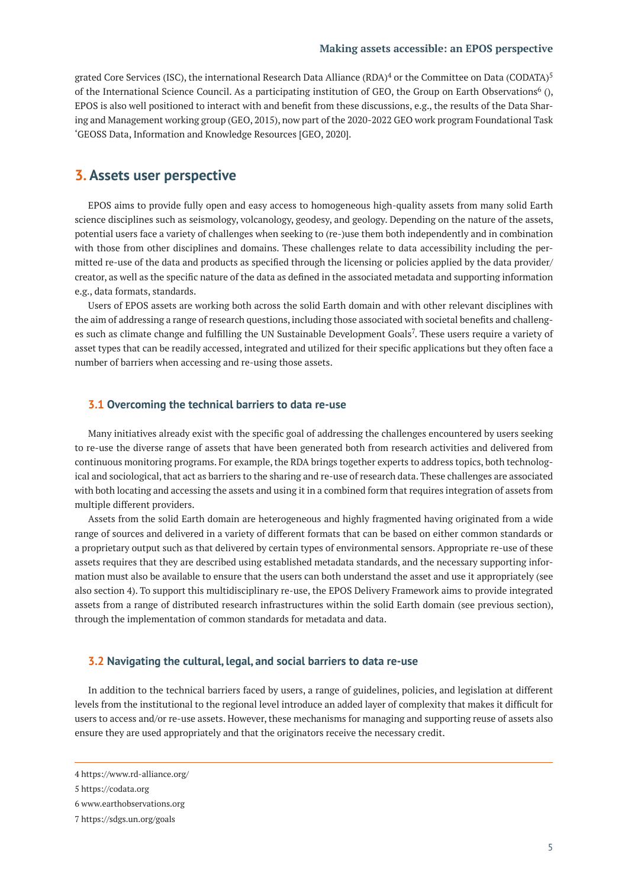grated Core Services (ISC), the international Research Data Alliance (RDA)[4] or the Committee on Data (CODATA)[5] of the International Science Council. As a participating institution of GEO, the Group on Earth Observations[6] (), EPOS is also well positioned to interact with and benefit from these discussions, e.g., the results of the Data Sharing and Management working group (GEO, 2015), now part of the 2020-2022 GEO work program Foundational Task 'GEOSS Data, Information and Knowledge Resources [GEO, 2020].

## 3. Assets user perspective

EPOS aims to provide fully open and easy access to homogeneous high-quality assets from many solid Earth science disciplines such as seismology, volcanology, geodesy, and geology. Depending on the nature of the assets, potential users face a variety of challenges when seeking to (re-)use them both independently and in combination with those from other disciplines and domains. These challenges relate to data accessibility including the permitted re-use of the data and products as specified through the licensing or policies applied by the data provider/creator, as well as the specific nature of the data as defined in the associated metadata and supporting information e.g., data formats, standards.

Users of EPOS assets are working both across the solid Earth domain and with other relevant disciplines with the aim of addressing a range of research questions, including those associated with societal benefits and challenges such as climate change and fulfilling the UN Sustainable Development Goals[7]. These users require a variety of asset types that can be readily accessed, integrated and utilized for their specific applications but they often face a number of barriers when accessing and re-using those assets.

### 3.1 Overcoming the technical barriers to data re-use

Many initiatives already exist with the specific goal of addressing the challenges encountered by users seeking to re-use the diverse range of assets that have been generated both from research activities and delivered from continuous monitoring programs. For example, the RDA brings together experts to address topics, both technological and sociological, that act as barriers to the sharing and re-use of research data. These challenges are associated with both locating and accessing the assets and using it in a combined form that requires integration of assets from multiple different providers.

Assets from the solid Earth domain are heterogeneous and highly fragmented having originated from a wide range of sources and delivered in a variety of different formats that can be based on either common standards or a proprietary output such as that delivered by certain types of environmental sensors. Appropriate re-use of these assets requires that they are described using established metadata standards, and the necessary supporting information must also be available to ensure that the users can both understand the asset and use it appropriately (see also section 4). To support this multidisciplinary re-use, the EPOS Delivery Framework aims to provide integrated assets from a range of distributed research infrastructures within the solid Earth domain (see previous section), through the implementation of common standards for metadata and data.

### 3.2 Navigating the cultural, legal, and social barriers to data re-use

In addition to the technical barriers faced by users, a range of guidelines, policies, and legislation at different levels from the institutional to the regional level introduce an added layer of complexity that makes it difficult for users to access and/or re-use assets. However, these mechanisms for managing and supporting reuse of assets also ensure they are used appropriately and that the originators receive the necessary credit.

---

4 https://www.rd-alliance.org/

5 https://codata.org

6 www.earthobservations.org

7 https://sdgs.un.org/goals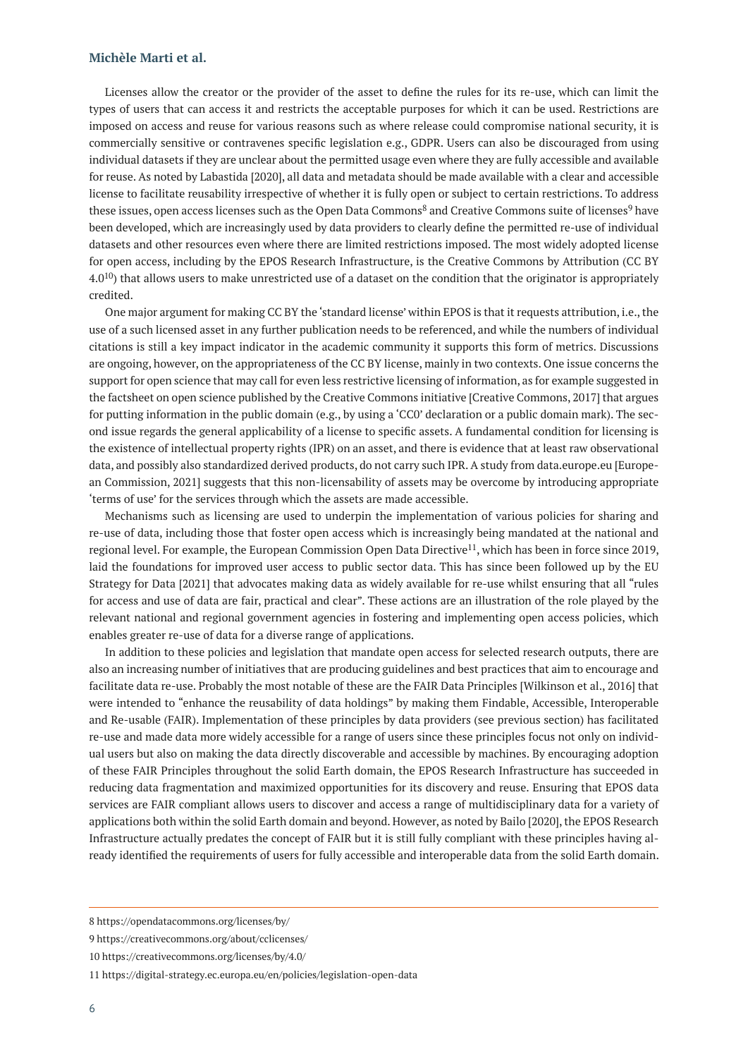Licenses allow the creator or the provider of the asset to define the rules for its re-use, which can limit the types of users that can access it and restricts the acceptable purposes for which it can be used. Restrictions are imposed on access and reuse for various reasons such as where release could compromise national security, it is commercially sensitive or contravenes specific legislation e.g., GDPR. Users can also be discouraged from using individual datasets if they are unclear about the permitted usage even where they are fully accessible and available for reuse. As noted by Labastida [2020], all data and metadata should be made available with a clear and accessible license to facilitate reusability irrespective of whether it is fully open or subject to certain restrictions. To address these issues, open access licenses such as the Open Data Commons[8] and Creative Commons suite of licenses[9] have been developed, which are increasingly used by data providers to clearly define the permitted re-use of individual datasets and other resources even where there are limited restrictions imposed. The most widely adopted license for open access, including by the EPOS Research Infrastructure, is the Creative Commons by Attribution (CC BY 4.0[10]) that allows users to make unrestricted use of a dataset on the condition that the originator is appropriately credited.

One major argument for making CC BY the 'standard license' within EPOS is that it requests attribution, i.e., the use of a such licensed asset in any further publication needs to be referenced, and while the numbers of individual citations is still a key impact indicator in the academic community it supports this form of metrics. Discussions are ongoing, however, on the appropriateness of the CC BY license, mainly in two contexts. One issue concerns the support for open science that may call for even less restrictive licensing of information, as for example suggested in the factsheet on open science published by the Creative Commons initiative [Creative Commons, 2017] that argues for putting information in the public domain (e.g., by using a 'CC0' declaration or a public domain mark). The second issue regards the general applicability of a license to specific assets. A fundamental condition for licensing is the existence of intellectual property rights (IPR) on an asset, and there is evidence that at least raw observational data, and possibly also standardized derived products, do not carry such IPR. A study from data.europe.eu [European Commission, 2021] suggests that this non-licensability of assets may be overcome by introducing appropriate 'terms of use' for the services through which the assets are made accessible.

Mechanisms such as licensing are used to underpin the implementation of various policies for sharing and re-use of data, including those that foster open access which is increasingly being mandated at the national and regional level. For example, the European Commission Open Data Directive[11], which has been in force since 2019, laid the foundations for improved user access to public sector data. This has since been followed up by the EU Strategy for Data [2021] that advocates making data as widely available for re-use whilst ensuring that all "rules for access and use of data are fair, practical and clear". These actions are an illustration of the role played by the relevant national and regional government agencies in fostering and implementing open access policies, which enables greater re-use of data for a diverse range of applications.

In addition to these policies and legislation that mandate open access for selected research outputs, there are also an increasing number of initiatives that are producing guidelines and best practices that aim to encourage and facilitate data re-use. Probably the most notable of these are the FAIR Data Principles [Wilkinson et al., 2016] that were intended to "enhance the reusability of data holdings" by making them Findable, Accessible, Interoperable and Re-usable (FAIR). Implementation of these principles by data providers (see previous section) has facilitated re-use and made data more widely accessible for a range of users since these principles focus not only on individual users but also on making the data directly discoverable and accessible by machines. By encouraging adoption of these FAIR Principles throughout the solid Earth domain, the EPOS Research Infrastructure has succeeded in reducing data fragmentation and maximized opportunities for its discovery and reuse. Ensuring that EPOS data services are FAIR compliant allows users to discover and access a range of multidisciplinary data for a variety of applications both within the solid Earth domain and beyond. However, as noted by Bailo [2020], the EPOS Research Infrastructure actually predates the concept of FAIR but it is still fully compliant with these principles having already identified the requirements of users for fully accessible and interoperable data from the solid Earth domain.

---

8 https://opendatacommons.org/licenses/by/

9 https://creativecommons.org/about/cclicenses/

10 https://creativecommons.org/licenses/by/4.0/

11 https://digital-strategy.ec.europa.eu/en/policies/legislation-open-data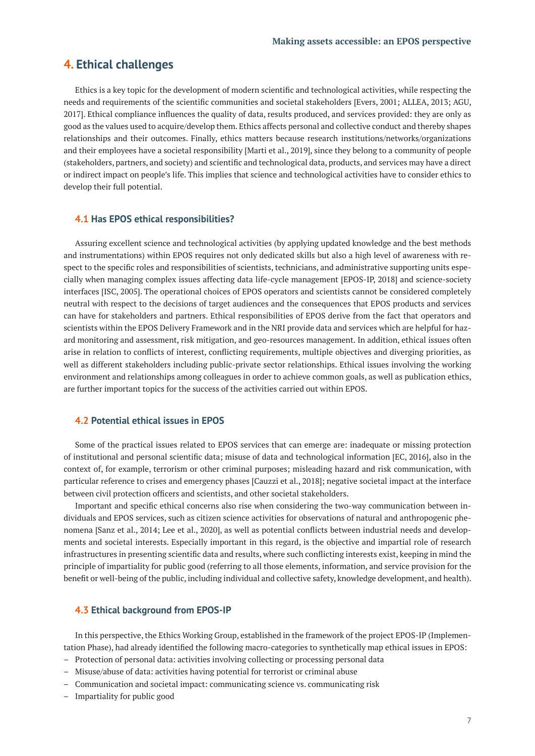## 4. Ethical challenges

Ethics is a key topic for the development of modern scientific and technological activities, while respecting the needs and requirements of the scientific communities and societal stakeholders [Evers, 2001; ALLEA, 2013; AGU, 2017]. Ethical compliance influences the quality of data, results produced, and services provided: they are only as good as the values used to acquire/develop them. Ethics affects personal and collective conduct and thereby shapes relationships and their outcomes. Finally, ethics matters because research institutions/networks/organizations and their employees have a societal responsibility [Marti et al., 2019], since they belong to a community of people (stakeholders, partners, and society) and scientific and technological data, products, and services may have a direct or indirect impact on people's life. This implies that science and technological activities have to consider ethics to develop their full potential.

### 4.1 Has EPOS ethical responsibilities?

Assuring excellent science and technological activities (by applying updated knowledge and the best methods and instrumentations) within EPOS requires not only dedicated skills but also a high level of awareness with respect to the specific roles and responsibilities of scientists, technicians, and administrative supporting units especially when managing complex issues affecting data life-cycle management [EPOS-IP, 2018] and science-society interfaces [ISC, 2005]. The operational choices of EPOS operators and scientists cannot be considered completely neutral with respect to the decisions of target audiences and the consequences that EPOS products and services can have for stakeholders and partners. Ethical responsibilities of EPOS derive from the fact that operators and scientists within the EPOS Delivery Framework and in the NRI provide data and services which are helpful for hazard monitoring and assessment, risk mitigation, and geo-resources management. In addition, ethical issues often arise in relation to conflicts of interest, conflicting requirements, multiple objectives and diverging priorities, as well as different stakeholders including public-private sector relationships. Ethical issues involving the working environment and relationships among colleagues in order to achieve common goals, as well as publication ethics, are further important topics for the success of the activities carried out within EPOS.

### 4.2 Potential ethical issues in EPOS

Some of the practical issues related to EPOS services that can emerge are: inadequate or missing protection of institutional and personal scientific data; misuse of data and technological information [EC, 2016], also in the context of, for example, terrorism or other criminal purposes; misleading hazard and risk communication, with particular reference to crises and emergency phases [Cauzzi et al., 2018]; negative societal impact at the interface between civil protection officers and scientists, and other societal stakeholders.

Important and specific ethical concerns also rise when considering the two-way communication between individuals and EPOS services, such as citizen science activities for observations of natural and anthropogenic phenomena [Sanz et al., 2014; Lee et al., 2020], as well as potential conflicts between industrial needs and developments and societal interests. Especially important in this regard, is the objective and impartial role of research infrastructures in presenting scientific data and results, where such conflicting interests exist, keeping in mind the principle of impartiality for public good (referring to all those elements, information, and service provision for the benefit or well-being of the public, including individual and collective safety, knowledge development, and health).

### 4.3 Ethical background from EPOS-IP

In this perspective, the Ethics Working Group, established in the framework of the project EPOS-IP (Implementation Phase), had already identified the following macro-categories to synthetically map ethical issues in EPOS:

- Protection of personal data: activities involving collecting or processing personal data
- Misuse/abuse of data: activities having potential for terrorist or criminal abuse
- Communication and societal impact: communicating science vs. communicating risk
- Impartiality for public good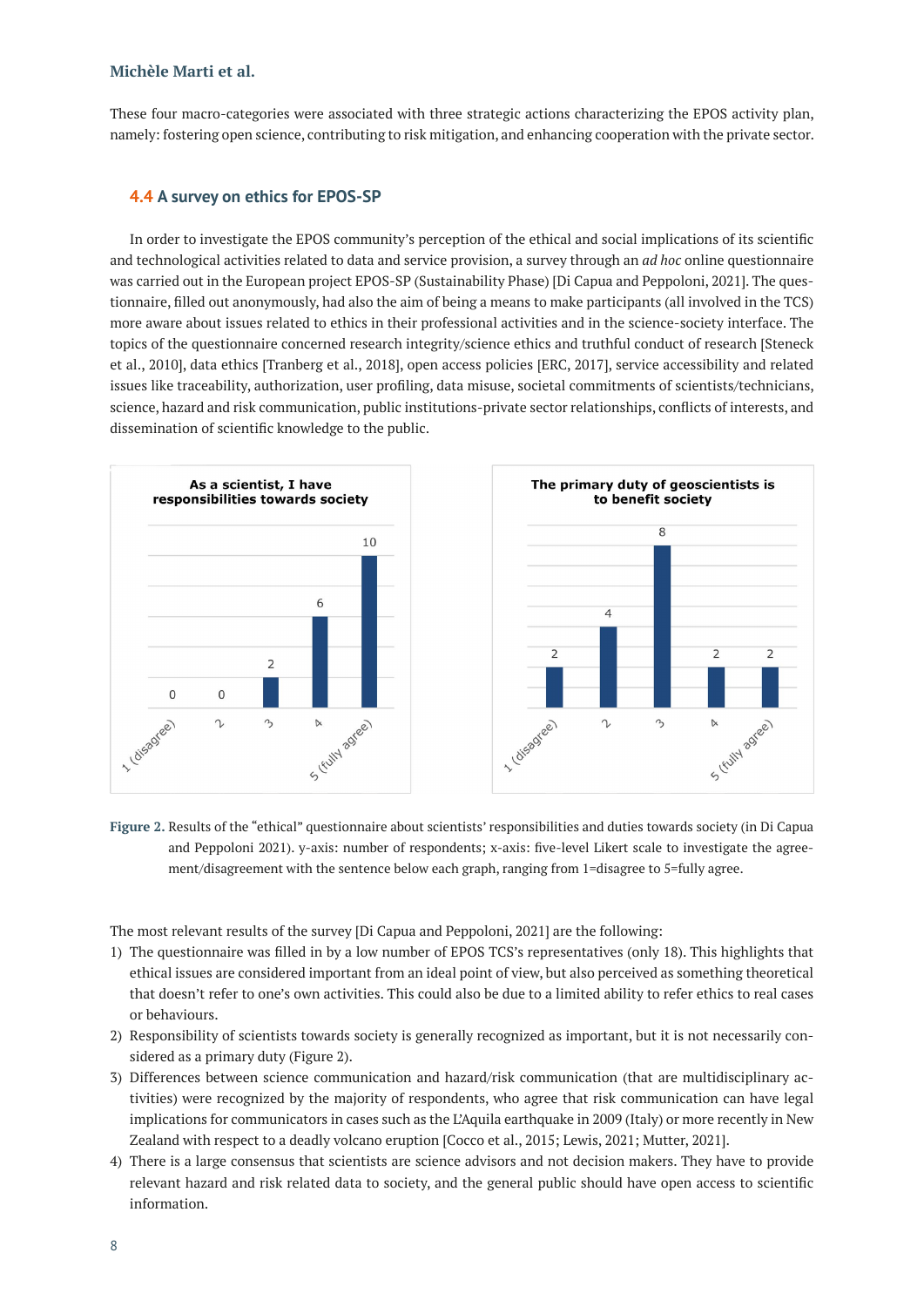These four macro-categories were associated with three strategic actions characterizing the EPOS activity plan, namely: fostering open science, contributing to risk mitigation, and enhancing cooperation with the private sector.

### 4.4 A survey on ethics for EPOS-SP

In order to investigate the EPOS community's perception of the ethical and social implications of its scientific and technological activities related to data and service provision, a survey through an *ad hoc* online questionnaire was carried out in the European project EPOS-SP (Sustainability Phase) [Di Capua and Peppoloni, 2021]. The questionnaire, filled out anonymously, had also the aim of being a means to make participants (all involved in the TCS) more aware about issues related to ethics in their professional activities and in the science-society interface. The topics of the questionnaire concerned research integrity/science ethics and truthful conduct of research [Steneck et al., 2010], data ethics [Tranberg et al., 2018], open access policies [ERC, 2017], service accessibility and related issues like traceability, authorization, user profiling, data misuse, societal commitments of scientists/technicians, science, hazard and risk communication, public institutions-private sector relationships, conflicts of interests, and dissemination of scientific knowledge to the public.

**Figure 2.** Results of the "ethical" questionnaire about scientists' responsibilities and duties towards society (in Di Capua and Peppoloni 2021). y-axis: number of respondents; x-axis: five-level Likert scale to investigate the agreement/disagreement with the sentence below each graph, ranging from 1=disagree to 5=fully agree.

The most relevant results of the survey [Di Capua and Peppoloni, 2021] are the following:

1) The questionnaire was filled in by a low number of EPOS TCS's representatives (only 18). This highlights that ethical issues are considered important from an ideal point of view, but also perceived as something theoretical that doesn't refer to one's own activities. This could also be due to a limited ability to refer ethics to real cases or behaviours.
2) Responsibility of scientists towards society is generally recognized as important, but it is not necessarily considered as a primary duty (Figure 2).
3) Differences between science communication and hazard/risk communication (that are multidisciplinary activities) were recognized by the majority of respondents, who agree that risk communication can have legal implications for communicators in cases such as the L'Aquila earthquake in 2009 (Italy) or more recently in New Zealand with respect to a deadly volcano eruption [Cocco et al., 2015; Lewis, 2021; Mutter, 2021].
4) There is a large consensus that scientists are science advisors and not decision makers. They have to provide relevant hazard and risk related data to society, and the general public should have open access to scientific information.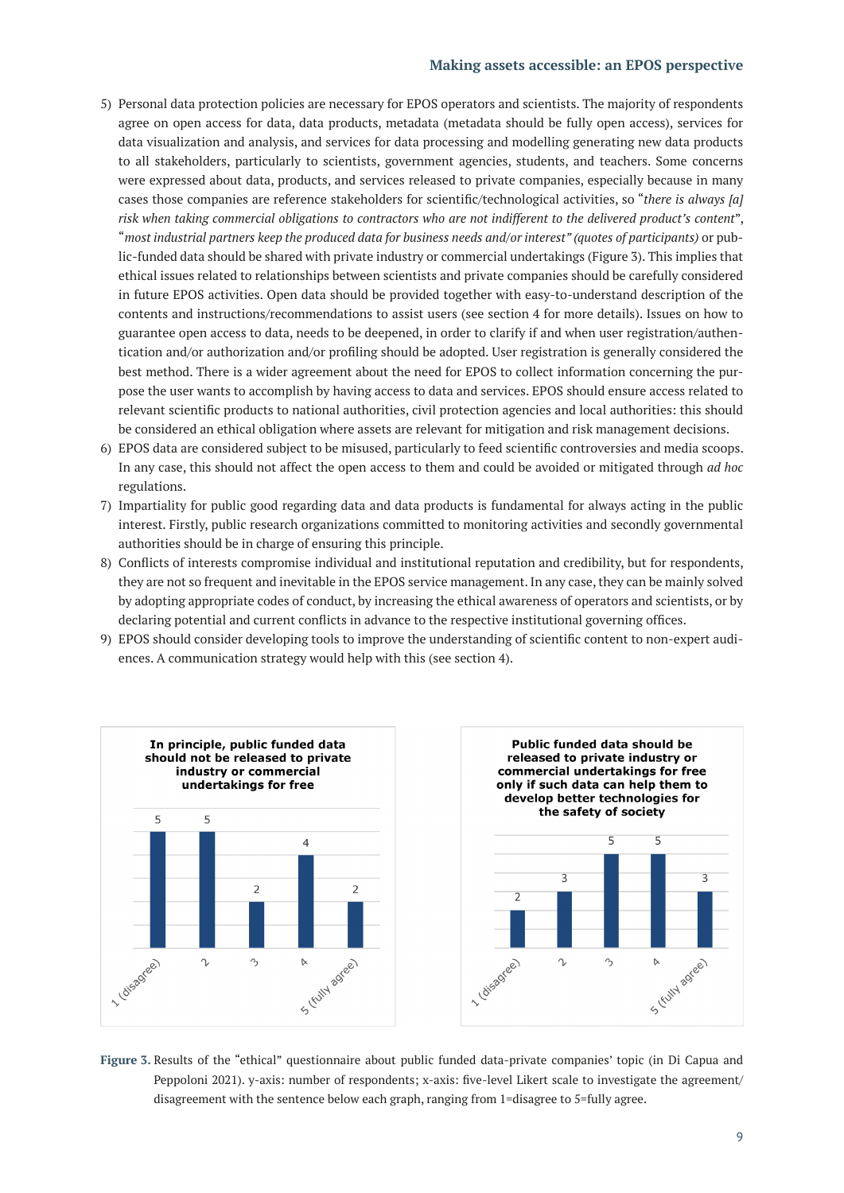5) Personal data protection policies are necessary for EPOS operators and scientists. The majority of respondents agree on open access for data, data products, metadata (metadata should be fully open access), services for data visualization and analysis, and services for data processing and modelling generating new data products to all stakeholders, particularly to scientists, government agencies, students, and teachers. Some concerns were expressed about data, products, and services released to private companies, especially because in many cases those companies are reference stakeholders for scientific/technological activities, so "*there is always [a] risk when taking commercial obligations to contractors who are not indifferent to the delivered product's content*", "*most industrial partners keep the produced data for business needs and/or interest" (quotes of participants)* or public-funded data should be shared with private industry or commercial undertakings (Figure 3). This implies that ethical issues related to relationships between scientists and private companies should be carefully considered in future EPOS activities. Open data should be provided together with easy-to-understand description of the contents and instructions/recommendations to assist users (see section 4 for more details). Issues on how to guarantee open access to data, needs to be deepened, in order to clarify if and when user registration/authentication and/or authorization and/or profiling should be adopted. User registration is generally considered the best method. There is a wider agreement about the need for EPOS to collect information concerning the purpose the user wants to accomplish by having access to data and services. EPOS should ensure access related to relevant scientific products to national authorities, civil protection agencies and local authorities: this should be considered an ethical obligation where assets are relevant for mitigation and risk management decisions.
6) EPOS data are considered subject to be misused, particularly to feed scientific controversies and media scoops. In any case, this should not affect the open access to them and could be avoided or mitigated through *ad hoc* regulations.
7) Impartiality for public good regarding data and data products is fundamental for always acting in the public interest. Firstly, public research organizations committed to monitoring activities and secondly governmental authorities should be in charge of ensuring this principle.
8) Conflicts of interests compromise individual and institutional reputation and credibility, but for respondents, they are not so frequent and inevitable in the EPOS service management. In any case, they can be mainly solved by adopting appropriate codes of conduct, by increasing the ethical awareness of operators and scientists, or by declaring potential and current conflicts in advance to the respective institutional governing offices.
9) EPOS should consider developing tools to improve the understanding of scientific content to non-expert audiences. A communication strategy would help with this (see section 4).

**In principle, public funded data should not be released to private industry or commercial undertakings for free**

| 1 (disagree) | 2 | 3 | 4 | 5 (fully agree) |
|---|---|---|---|---|
| 5 | 5 | 2 | 4 | 2 |

**Public funded data should be released to private industry or commercial undertakings for free only if such data can help them to develop better technologies for the safety of society**

| 1 (disagree) | 2 | 3 | 4 | 5 (fully agree) |
|---|---|---|---|---|
| 2 | 3 | 5 | 5 | 3 |

**Figure 3.** Results of the "ethical" questionnaire about public funded data-private companies' topic (in Di Capua and Peppoloni 2021). y-axis: number of respondents; x-axis: five-level Likert scale to investigate the agreement/disagreement with the sentence below each graph, ranging from 1=disagree to 5=fully agree.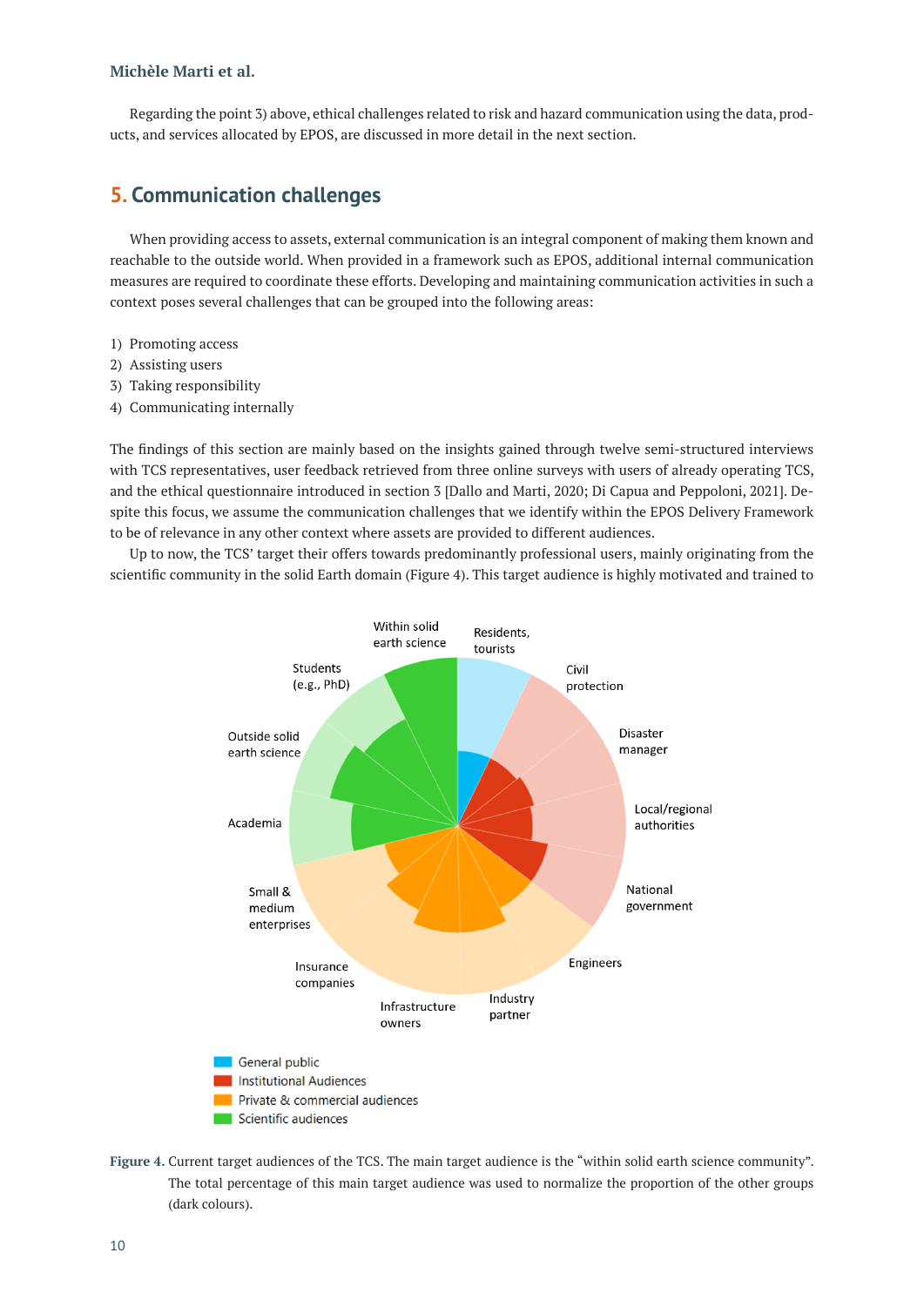Regarding the point 3) above, ethical challenges related to risk and hazard communication using the data, products, and services allocated by EPOS, are discussed in more detail in the next section.

## 5. Communication challenges

When providing access to assets, external communication is an integral component of making them known and reachable to the outside world. When provided in a framework such as EPOS, additional internal communication measures are required to coordinate these efforts. Developing and maintaining communication activities in such a context poses several challenges that can be grouped into the following areas:

1) Promoting access
2) Assisting users
3) Taking responsibility
4) Communicating internally

The findings of this section are mainly based on the insights gained through twelve semi-structured interviews with TCS representatives, user feedback retrieved from three online surveys with users of already operating TCS, and the ethical questionnaire introduced in section 3 [Dallo and Marti, 2020; Di Capua and Peppoloni, 2021]. Despite this focus, we assume the communication challenges that we identify within the EPOS Delivery Framework to be of relevance in any other context where assets are provided to different audiences.

Up to now, the TCS' target their offers towards predominantly professional users, mainly originating from the scientific community in the solid Earth domain (Figure 4). This target audience is highly motivated and trained to

**Figure 4.** Current target audiences of the TCS. The main target audience is the "within solid earth science community". The total percentage of this main target audience was used to normalize the proportion of the other groups (dark colours).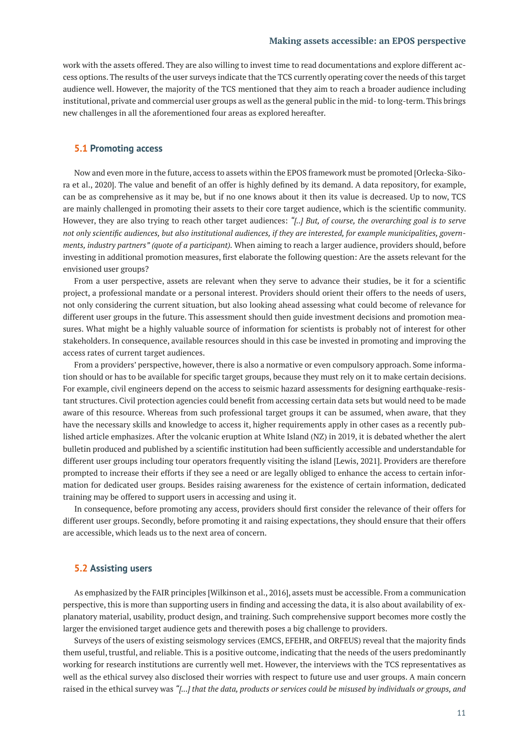work with the assets offered. They are also willing to invest time to read documentations and explore different access options. The results of the user surveys indicate that the TCS currently operating cover the needs of this target audience well. However, the majority of the TCS mentioned that they aim to reach a broader audience including institutional, private and commercial user groups as well as the general public in the mid- to long-term. This brings new challenges in all the aforementioned four areas as explored hereafter.

### 5.1 Promoting access

Now and even more in the future, access to assets within the EPOS framework must be promoted [Orlecka-Sikora et al., 2020]. The value and benefit of an offer is highly defined by its demand. A data repository, for example, can be as comprehensive as it may be, but if no one knows about it then its value is decreased. Up to now, TCS are mainly challenged in promoting their assets to their core target audience, which is the scientific community. However, they are also trying to reach other target audiences: *"[..] But, of course, the overarching goal is to serve not only scientific audiences, but also institutional audiences, if they are interested, for example municipalities, governments, industry partners" (quote of a participant).* When aiming to reach a larger audience, providers should, before investing in additional promotion measures, first elaborate the following question: Are the assets relevant for the envisioned user groups?

From a user perspective, assets are relevant when they serve to advance their studies, be it for a scientific project, a professional mandate or a personal interest. Providers should orient their offers to the needs of users, not only considering the current situation, but also looking ahead assessing what could become of relevance for different user groups in the future. This assessment should then guide investment decisions and promotion measures. What might be a highly valuable source of information for scientists is probably not of interest for other stakeholders. In consequence, available resources should in this case be invested in promoting and improving the access rates of current target audiences.

From a providers' perspective, however, there is also a normative or even compulsory approach. Some information should or has to be available for specific target groups, because they must rely on it to make certain decisions. For example, civil engineers depend on the access to seismic hazard assessments for designing earthquake-resistant structures. Civil protection agencies could benefit from accessing certain data sets but would need to be made aware of this resource. Whereas from such professional target groups it can be assumed, when aware, that they have the necessary skills and knowledge to access it, higher requirements apply in other cases as a recently published article emphasizes. After the volcanic eruption at White Island (NZ) in 2019, it is debated whether the alert bulletin produced and published by a scientific institution had been sufficiently accessible and understandable for different user groups including tour operators frequently visiting the island [Lewis, 2021]. Providers are therefore prompted to increase their efforts if they see a need or are legally obliged to enhance the access to certain information for dedicated user groups. Besides raising awareness for the existence of certain information, dedicated training may be offered to support users in accessing and using it.

In consequence, before promoting any access, providers should first consider the relevance of their offers for different user groups. Secondly, before promoting it and raising expectations, they should ensure that their offers are accessible, which leads us to the next area of concern.

### 5.2 Assisting users

As emphasized by the FAIR principles [Wilkinson et al., 2016], assets must be accessible. From a communication perspective, this is more than supporting users in finding and accessing the data, it is also about availability of explanatory material, usability, product design, and training. Such comprehensive support becomes more costly the larger the envisioned target audience gets and therewith poses a big challenge to providers.

Surveys of the users of existing seismology services (EMCS, EFEHR, and ORFEUS) reveal that the majority finds them useful, trustful, and reliable. This is a positive outcome, indicating that the needs of the users predominantly working for research institutions are currently well met. However, the interviews with the TCS representatives as well as the ethical survey also disclosed their worries with respect to future use and user groups. A main concern raised in the ethical survey was *"[...] that the data, products or services could be misused by individuals or groups, and*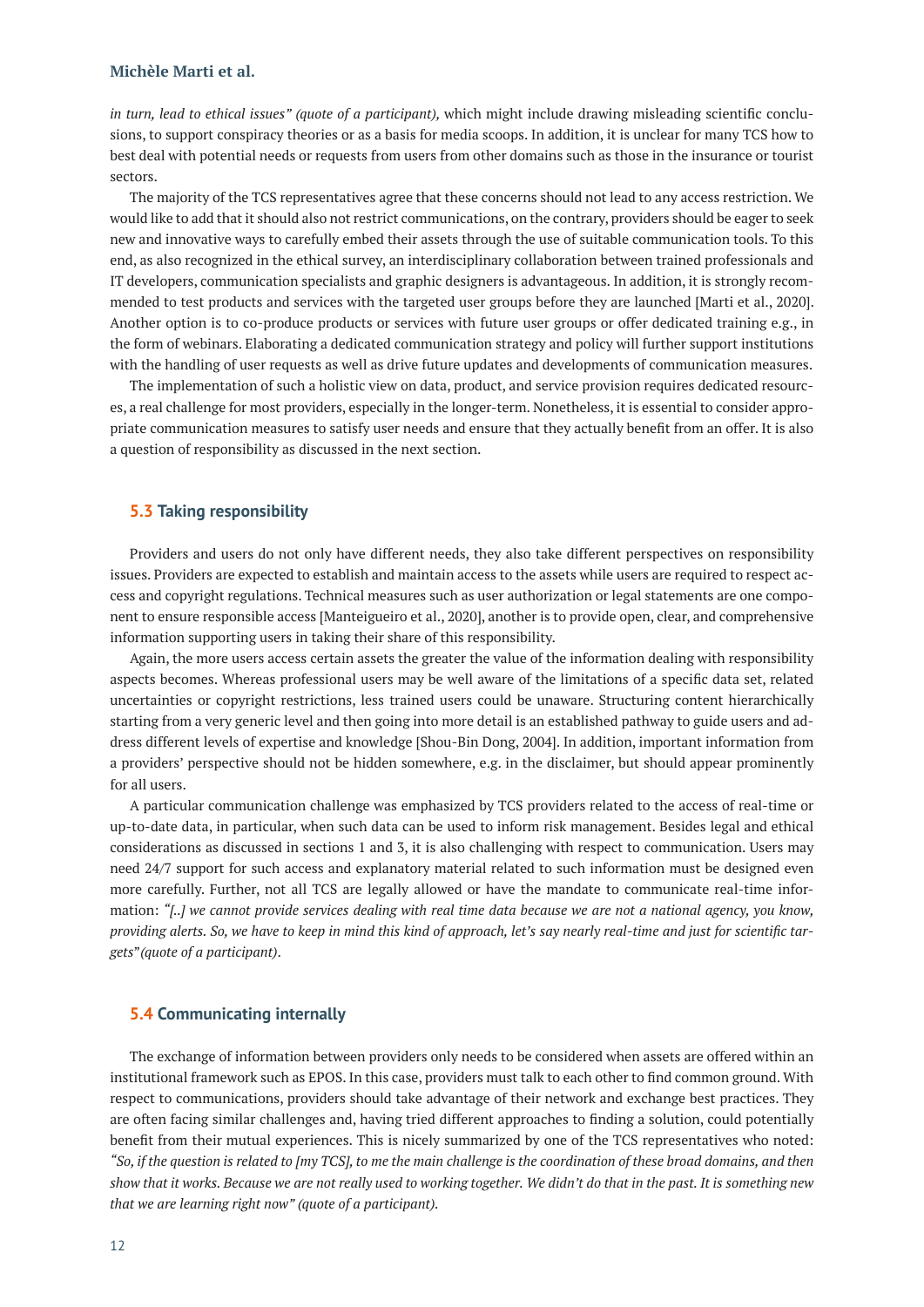*in turn, lead to ethical issues" (quote of a participant),* which might include drawing misleading scientific conclusions, to support conspiracy theories or as a basis for media scoops. In addition, it is unclear for many TCS how to best deal with potential needs or requests from users from other domains such as those in the insurance or tourist sectors.

The majority of the TCS representatives agree that these concerns should not lead to any access restriction. We would like to add that it should also not restrict communications, on the contrary, providers should be eager to seek new and innovative ways to carefully embed their assets through the use of suitable communication tools. To this end, as also recognized in the ethical survey, an interdisciplinary collaboration between trained professionals and IT developers, communication specialists and graphic designers is advantageous. In addition, it is strongly recommended to test products and services with the targeted user groups before they are launched [Marti et al., 2020]. Another option is to co-produce products or services with future user groups or offer dedicated training e.g., in the form of webinars. Elaborating a dedicated communication strategy and policy will further support institutions with the handling of user requests as well as drive future updates and developments of communication measures.

The implementation of such a holistic view on data, product, and service provision requires dedicated resources, a real challenge for most providers, especially in the longer-term. Nonetheless, it is essential to consider appropriate communication measures to satisfy user needs and ensure that they actually benefit from an offer. It is also a question of responsibility as discussed in the next section.

### 5.3 Taking responsibility

Providers and users do not only have different needs, they also take different perspectives on responsibility issues. Providers are expected to establish and maintain access to the assets while users are required to respect access and copyright regulations. Technical measures such as user authorization or legal statements are one component to ensure responsible access [Manteigueiro et al., 2020], another is to provide open, clear, and comprehensive information supporting users in taking their share of this responsibility.

Again, the more users access certain assets the greater the value of the information dealing with responsibility aspects becomes. Whereas professional users may be well aware of the limitations of a specific data set, related uncertainties or copyright restrictions, less trained users could be unaware. Structuring content hierarchically starting from a very generic level and then going into more detail is an established pathway to guide users and address different levels of expertise and knowledge [Shou-Bin Dong, 2004]. In addition, important information from a providers' perspective should not be hidden somewhere, e.g. in the disclaimer, but should appear prominently for all users.

A particular communication challenge was emphasized by TCS providers related to the access of real-time or up-to-date data, in particular, when such data can be used to inform risk management. Besides legal and ethical considerations as discussed in sections 1 and 3, it is also challenging with respect to communication. Users may need 24/7 support for such access and explanatory material related to such information must be designed even more carefully. Further, not all TCS are legally allowed or have the mandate to communicate real-time information: *"[..] we cannot provide services dealing with real time data because we are not a national agency, you know, providing alerts. So, we have to keep in mind this kind of approach, let's say nearly real-time and just for scientific targets"(quote of a participant).*

### 5.4 Communicating internally

The exchange of information between providers only needs to be considered when assets are offered within an institutional framework such as EPOS. In this case, providers must talk to each other to find common ground. With respect to communications, providers should take advantage of their network and exchange best practices. They are often facing similar challenges and, having tried different approaches to finding a solution, could potentially benefit from their mutual experiences. This is nicely summarized by one of the TCS representatives who noted: *"So, if the question is related to [my TCS], to me the main challenge is the coordination of these broad domains, and then show that it works. Because we are not really used to working together. We didn't do that in the past. It is something new that we are learning right now" (quote of a participant).*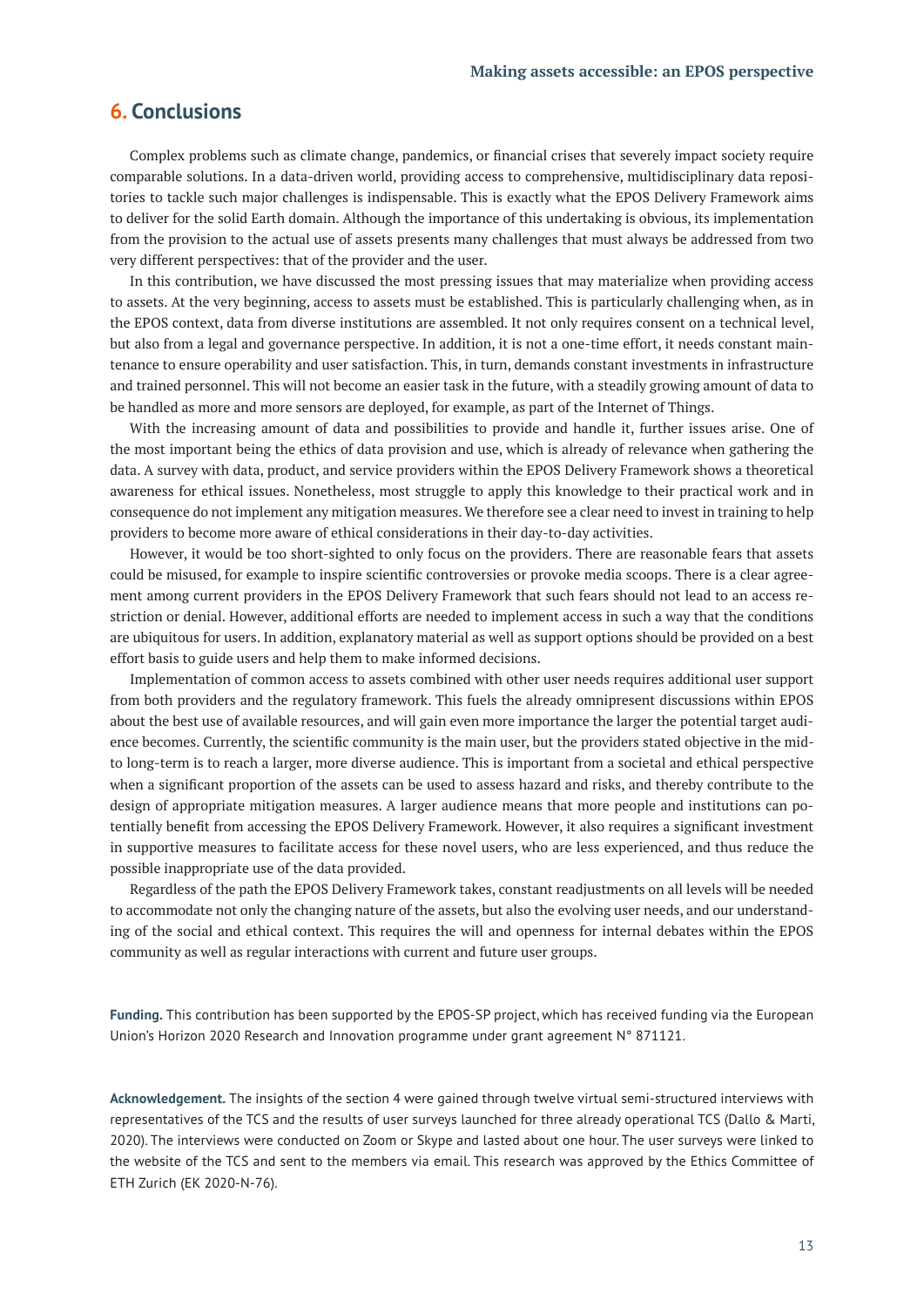## 6. Conclusions

Complex problems such as climate change, pandemics, or financial crises that severely impact society require comparable solutions. In a data-driven world, providing access to comprehensive, multidisciplinary data repositories to tackle such major challenges is indispensable. This is exactly what the EPOS Delivery Framework aims to deliver for the solid Earth domain. Although the importance of this undertaking is obvious, its implementation from the provision to the actual use of assets presents many challenges that must always be addressed from two very different perspectives: that of the provider and the user.

In this contribution, we have discussed the most pressing issues that may materialize when providing access to assets. At the very beginning, access to assets must be established. This is particularly challenging when, as in the EPOS context, data from diverse institutions are assembled. It not only requires consent on a technical level, but also from a legal and governance perspective. In addition, it is not a one-time effort, it needs constant maintenance to ensure operability and user satisfaction. This, in turn, demands constant investments in infrastructure and trained personnel. This will not become an easier task in the future, with a steadily growing amount of data to be handled as more and more sensors are deployed, for example, as part of the Internet of Things.

With the increasing amount of data and possibilities to provide and handle it, further issues arise. One of the most important being the ethics of data provision and use, which is already of relevance when gathering the data. A survey with data, product, and service providers within the EPOS Delivery Framework shows a theoretical awareness for ethical issues. Nonetheless, most struggle to apply this knowledge to their practical work and in consequence do not implement any mitigation measures. We therefore see a clear need to invest in training to help providers to become more aware of ethical considerations in their day-to-day activities.

However, it would be too short-sighted to only focus on the providers. There are reasonable fears that assets could be misused, for example to inspire scientific controversies or provoke media scoops. There is a clear agreement among current providers in the EPOS Delivery Framework that such fears should not lead to an access restriction or denial. However, additional efforts are needed to implement access in such a way that the conditions are ubiquitous for users. In addition, explanatory material as well as support options should be provided on a best effort basis to guide users and help them to make informed decisions.

Implementation of common access to assets combined with other user needs requires additional user support from both providers and the regulatory framework. This fuels the already omnipresent discussions within EPOS about the best use of available resources, and will gain even more importance the larger the potential target audience becomes. Currently, the scientific community is the main user, but the providers stated objective in the mid- to long-term is to reach a larger, more diverse audience. This is important from a societal and ethical perspective when a significant proportion of the assets can be used to assess hazard and risks, and thereby contribute to the design of appropriate mitigation measures. A larger audience means that more people and institutions can potentially benefit from accessing the EPOS Delivery Framework. However, it also requires a significant investment in supportive measures to facilitate access for these novel users, who are less experienced, and thus reduce the possible inappropriate use of the data provided.

Regardless of the path the EPOS Delivery Framework takes, constant readjustments on all levels will be needed to accommodate not only the changing nature of the assets, but also the evolving user needs, and our understanding of the social and ethical context. This requires the will and openness for internal debates within the EPOS community as well as regular interactions with current and future user groups.

**Funding.** This contribution has been supported by the EPOS-SP project, which has received funding via the European Union's Horizon 2020 Research and Innovation programme under grant agreement N° 871121.

**Acknowledgement.** The insights of the section 4 were gained through twelve virtual semi-structured interviews with representatives of the TCS and the results of user surveys launched for three already operational TCS (Dallo & Marti, 2020). The interviews were conducted on Zoom or Skype and lasted about one hour. The user surveys were linked to the website of the TCS and sent to the members via email. This research was approved by the Ethics Committee of ETH Zurich (EK 2020-N-76).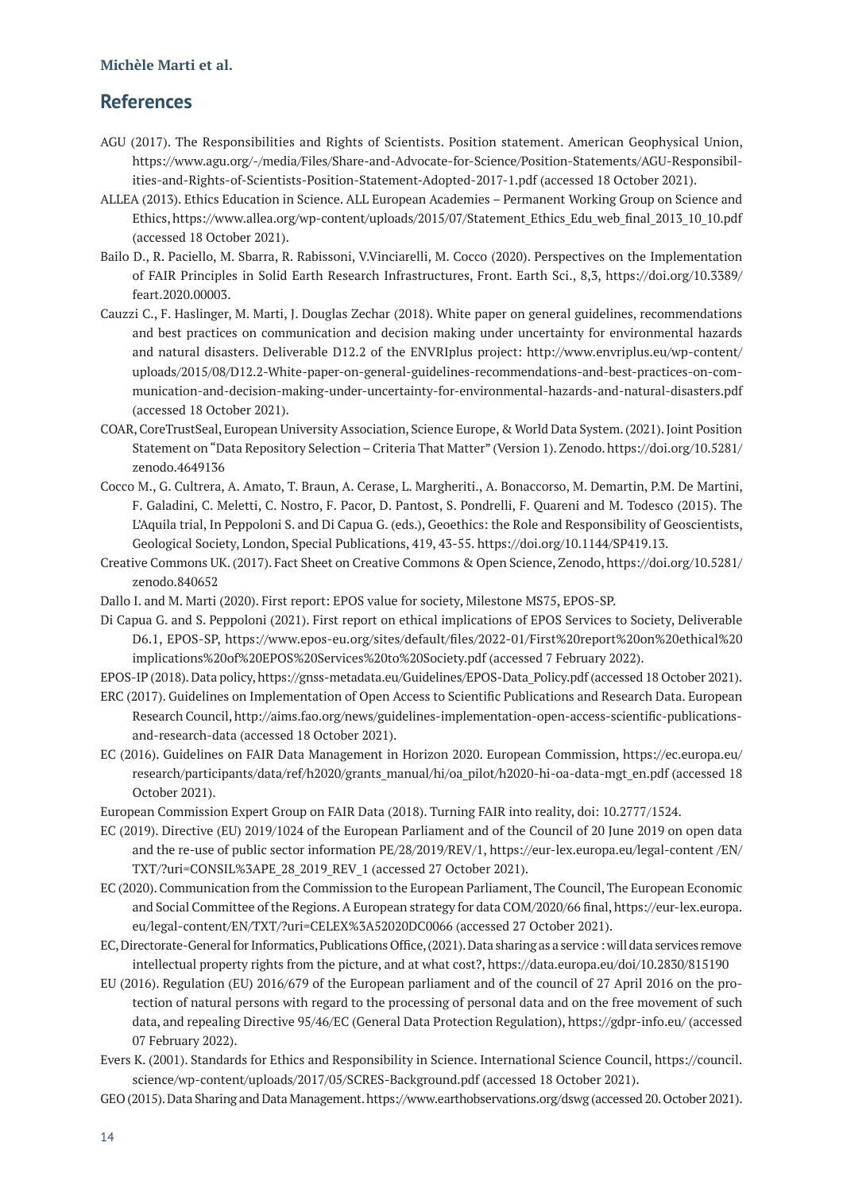## References

AGU (2017). The Responsibilities and Rights of Scientists. Position statement. American Geophysical Union, https://www.agu.org/-/media/Files/Share-and-Advocate-for-Science/Position-Statements/AGU-Responsibilities-and-Rights-of-Scientists-Position-Statement-Adopted-2017-1.pdf (accessed 18 October 2021).

ALLEA (2013). Ethics Education in Science. ALL European Academies – Permanent Working Group on Science and Ethics, https://www.allea.org/wp-content/uploads/2015/07/Statement_Ethics_Edu_web_final_2013_10_10.pdf (accessed 18 October 2021).

Bailo D., R. Paciello, M. Sbarra, R. Rabissoni, V.Vinciarelli, M. Cocco (2020). Perspectives on the Implementation of FAIR Principles in Solid Earth Research Infrastructures, Front. Earth Sci., 8,3, https://doi.org/10.3389/feart.2020.00003.

Cauzzi C., F. Haslinger, M. Marti, J. Douglas Zechar (2018). White paper on general guidelines, recommendations and best practices on communication and decision making under uncertainty for environmental hazards and natural disasters. Deliverable D12.2 of the ENVRIplus project: http://www.envriplus.eu/wp-content/uploads/2015/08/D12.2-White-paper-on-general-guidelines-recommendations-and-best-practices-on-communication-and-decision-making-under-uncertainty-for-environmental-hazards-and-natural-disasters.pdf (accessed 18 October 2021).

COAR, CoreTrustSeal, European University Association, Science Europe, & World Data System. (2021). Joint Position Statement on "Data Repository Selection – Criteria That Matter" (Version 1). Zenodo. https://doi.org/10.5281/zenodo.4649136

Cocco M., G. Cultrera, A. Amato, T. Braun, A. Cerase, L. Margheriti., A. Bonaccorso, M. Demartin, P.M. De Martini, F. Galadini, C. Meletti, C. Nostro, F. Pacor, D. Pantost, S. Pondrelli, F. Quareni and M. Todesco (2015). The L'Aquila trial, In Peppoloni S. and Di Capua G. (eds.), Geoethics: the Role and Responsibility of Geoscientists, Geological Society, London, Special Publications, 419, 43-55. https://doi.org/10.1144/SP419.13.

Creative Commons UK. (2017). Fact Sheet on Creative Commons & Open Science, Zenodo, https://doi.org/10.5281/zenodo.840652

Dallo I. and M. Marti (2020). First report: EPOS value for society, Milestone MS75, EPOS-SP.

Di Capua G. and S. Peppoloni (2021). First report on ethical implications of EPOS Services to Society, Deliverable D6.1, EPOS-SP, https://www.epos-eu.org/sites/default/files/2022-01/First%20report%20on%20ethical%20implications%20of%20EPOS%20Services%20to%20Society.pdf (accessed 7 February 2022).

EPOS-IP (2018). Data policy, https://gnss-metadata.eu/Guidelines/EPOS-Data_Policy.pdf (accessed 18 October 2021).

ERC (2017). Guidelines on Implementation of Open Access to Scientific Publications and Research Data. European Research Council, http://aims.fao.org/news/guidelines-implementation-open-access-scientific-publications-and-research-data (accessed 18 October 2021).

EC (2016). Guidelines on FAIR Data Management in Horizon 2020. European Commission, https://ec.europa.eu/research/participants/data/ref/h2020/grants_manual/hi/oa_pilot/h2020-hi-oa-data-mgt_en.pdf (accessed 18 October 2021).

European Commission Expert Group on FAIR Data (2018). Turning FAIR into reality, doi: 10.2777/1524.

EC (2019). Directive (EU) 2019/1024 of the European Parliament and of the Council of 20 June 2019 on open data and the re-use of public sector information PE/28/2019/REV/1, https://eur-lex.europa.eu/legal-content /EN/TXT/?uri=CONSIL%3APE_28_2019_REV_1 (accessed 27 October 2021).

EC (2020). Communication from the Commission to the European Parliament, The Council, The European Economic and Social Committee of the Regions. A European strategy for data COM/2020/66 final, https://eur-lex.europa.eu/legal-content/EN/TXT/?uri=CELEX%3A52020DC0066 (accessed 27 October 2021).

EC, Directorate-General for Informatics, Publications Office, (2021). Data sharing as a service : will data services remove intellectual property rights from the picture, and at what cost?, https://data.europa.eu/doi/10.2830/815190

EU (2016). Regulation (EU) 2016/679 of the European parliament and of the council of 27 April 2016 on the protection of natural persons with regard to the processing of personal data and on the free movement of such data, and repealing Directive 95/46/EC (General Data Protection Regulation), https://gdpr-info.eu/ (accessed 07 February 2022).

Evers K. (2001). Standards for Ethics and Responsibility in Science. International Science Council, https://council.science/wp-content/uploads/2017/05/SCRES-Background.pdf (accessed 18 October 2021).

GEO (2015). Data Sharing and Data Management. https://www.earthobservations.org/dswg (accessed 20. October 2021).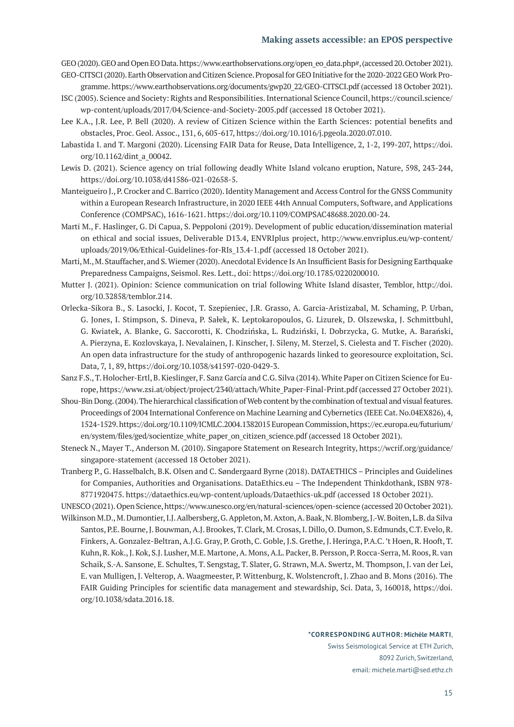GEO (2020). GEO and Open EO Data. https://www.earthobservations.org/open_eo_data.php#, (accessed 20. October 2021).

GEO-CITSCI (2020). Earth Observation and Citizen Science. Proposal for GEO Initiative for the 2020-2022 GEO Work Programme. https://www.earthobservations.org/documents/gwp20_22/GEO-CITSCI.pdf (accessed 18 October 2021).

ISC (2005). Science and Society: Rights and Responsibilities. International Science Council, https://council.science/wp-content/uploads/2017/04/Science-and-Society-2005.pdf (accessed 18 October 2021).

Lee K.A., J.R. Lee, P. Bell (2020). A review of Citizen Science within the Earth Sciences: potential benefits and obstacles, Proc. Geol. Assoc., 131, 6, 605-617, https://doi.org/10.1016/j.pgeola.2020.07.010.

Labastida I. and T. Margoni (2020). Licensing FAIR Data for Reuse, Data Intelligence, 2, 1-2, 199-207, https://doi.org/10.1162/dint_a_00042.

Lewis D. (2021). Science agency on trial following deadly White Island volcano eruption, Nature, 598, 243-244, https://doi.org/10.1038/d41586-021-02658-5.

Manteigueiro J., P. Crocker and C. Barrico (2020). Identity Management and Access Control for the GNSS Community within a European Research Infrastructure, in 2020 IEEE 44th Annual Computers, Software, and Applications Conference (COMPSAC), 1616-1621. https://doi.org/10.1109/COMPSAC48688.2020.00-24.

Marti M., F. Haslinger, G. Di Capua, S. Peppoloni (2019). Development of public education/dissemination material on ethical and social issues, Deliverable D13.4, ENVRIplus project, http://www.envriplus.eu/wp-content/uploads/2019/06/Ethical-Guidelines-for-RIs_13.4-1.pdf (accessed 18 October 2021).

Marti, M., M. Stauffacher, and S. Wiemer (2020). Anecdotal Evidence Is An Insufficient Basis for Designing Earthquake Preparedness Campaigns, Seismol. Res. Lett., doi: https://doi.org/10.1785/0220200010.

Mutter J. (2021). Opinion: Science communication on trial following White Island disaster, Temblor, http://doi.org/10.32858/temblor.214.

Orlecka-Sikora B., S. Lasocki, J. Kocot, T. Szepieniec, J.R. Grasso, A. Garcia-Aristizabal, M. Schaming, P. Urban, G. Jones, I. Stimpson, S. Dineva, P. Sałek, K. Leptokaropoulos, G. Lizurek, D. Olszewska, J. Schmittbuhl, G. Kwiatek, A. Blanke, G. Saccorotti, K. Chodzińska, L. Rudziński, I. Dobrzycka, G. Mutke, A. Barański, A. Pierzyna, E. Kozlovskaya, J. Nevalainen, J. Kinscher, J. Sileny, M. Sterzel, S. Cielesta and T. Fischer (2020). An open data infrastructure for the study of anthropogenic hazards linked to georesource exploitation, Sci. Data, 7, 1, 89, https://doi.org/10.1038/s41597-020-0429-3.

Sanz F.S., T. Holocher-Ertl, B. Kieslinger, F. Sanz García and C.G. Silva (2014). White Paper on Citizen Science for Europe, https://www.zsi.at/object/project/2340/attach/White_Paper-Final-Print.pdf (accessed 27 October 2021).

Shou-Bin Dong. (2004). The hierarchical classification of Web content by the combination of textual and visual features. Proceedings of 2004 International Conference on Machine Learning and Cybernetics (IEEE Cat. No.04EX826), 4, 1524-1529. https://doi.org/10.1109/ICMLC.2004.1382015 European Commission, https://ec.europa.eu/futurium/en/system/files/ged/socientize_white_paper_on_citizen_science.pdf (accessed 18 October 2021).

Steneck N., Mayer T., Anderson M. (2010). Singapore Statement on Research Integrity, https://wcrif.org/guidance/singapore-statement (accessed 18 October 2021).

Tranberg P., G. Hasselbalch, B.K. Olsen and C. Søndergaard Byrne (2018). DATAETHICS – Principles and Guidelines for Companies, Authorities and Organisations. DataEthics.eu – The Independent Thinkdothank, ISBN 978-8771920475. https://dataethics.eu/wp-content/uploads/Dataethics-uk.pdf (accessed 18 October 2021).

UNESCO (2021). Open Science, https://www.unesco.org/en/natural-sciences/open-science (accessed 20 October 2021).

Wilkinson M.D., M. Dumontier, I.J. Aalbersberg, G. Appleton, M. Axton, A. Baak, N. Blomberg, J.-W. Boiten, L.B. da Silva Santos, P.E. Bourne, J. Bouwman, A.J. Brookes, T. Clark, M. Crosas, I. Dillo, O. Dumon, S. Edmunds, C.T. Evelo, R. Finkers, A. Gonzalez-Beltran, A.J.G. Gray, P. Groth, C. Goble, J.S. Grethe, J. Heringa, P.A.C. 't Hoen, R. Hooft, T. Kuhn, R. Kok., J. Kok, S.J. Lusher, M.E. Martone, A. Mons, A.L. Packer, B. Persson, P. Rocca-Serra, M. Roos, R. van Schaik, S.-A. Sansone, E. Schultes, T. Sengstag, T. Slater, G. Strawn, M.A. Swertz, M. Thompson, J. van der Lei, E. van Mulligen, J. Velterop, A. Waagmeester, P. Wittenburg, K. Wolstencroft, J. Zhao and B. Mons (2016). The FAIR Guiding Principles for scientific data management and stewardship, Sci. Data, 3, 160018, https://doi.org/10.1038/sdata.2016.18.

**\*CORRESPONDING AUTHOR: Michèle MARTI**,
Swiss Seismological Service at ETH Zurich,
8092 Zurich, Switzerland,
email: michele.marti@sed.ethz.ch